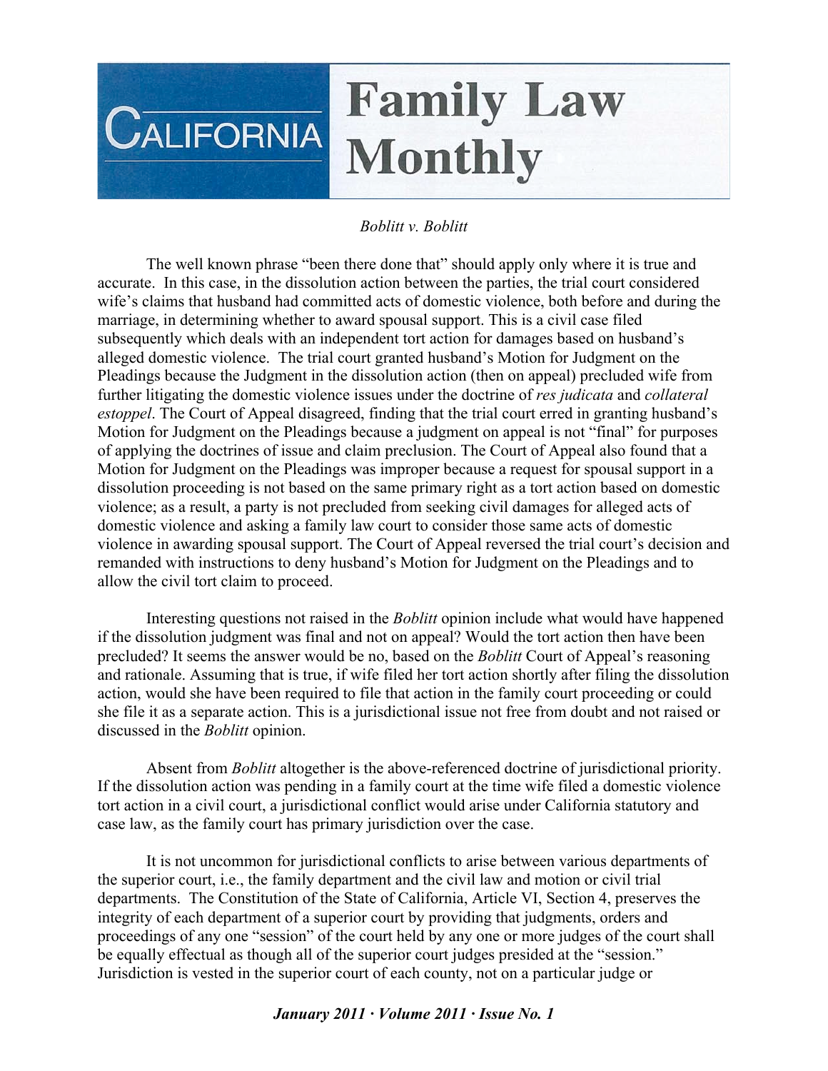# California Family Law Monthly

*Boblitt v. Boblitt*

The well known phrase "been there done that" should apply only where it is true and accurate. In this case, in the dissolution action between the parties, the trial court considered wife's claims that husband had committed acts of domestic violence, both before and during the marriage, in determining whether to award spousal support. This is a civil case filed subsequently which deals with an independent tort action for damages based on husband's alleged domestic violence. The trial court granted husband's Motion for Judgment on the Pleadings because the Judgment in the dissolution action (then on appeal) precluded wife from further litigating the domestic violence issues under the doctrine of *res judicata* and *collateral estoppel*. The Court of Appeal disagreed, finding that the trial court erred in granting husband's Motion for Judgment on the Pleadings because a judgment on appeal is not "final" for purposes of applying the doctrines of issue and claim preclusion. The Court of Appeal also found that a Motion for Judgment on the Pleadings was improper because a request for spousal support in a dissolution proceeding is not based on the same primary right as a tort action based on domestic violence; as a result, a party is not precluded from seeking civil damages for alleged acts of domestic violence and asking a family law court to consider those same acts of domestic violence in awarding spousal support. The Court of Appeal reversed the trial court's decision and remanded with instructions to deny husband's Motion for Judgment on the Pleadings and to allow the civil tort claim to proceed.

Interesting questions not raised in the *Boblitt* opinion include what would have happened if the dissolution judgment was final and not on appeal? Would the tort action then have been precluded? It seems the answer would be no, based on the *Boblitt* Court of Appeal's reasoning and rationale. Assuming that is true, if wife filed her tort action shortly after filing the dissolution action, would she have been required to file that action in the family court proceeding or could she file it as a separate action. This is a jurisdictional issue not free from doubt and not raised or discussed in the *Boblitt* opinion.

Absent from *Boblitt* altogether is the above-referenced doctrine of jurisdictional priority. If the dissolution action was pending in a family court at the time wife filed a domestic violence tort action in a civil court, a jurisdictional conflict would arise under California statutory and case law, as the family court has primary jurisdiction over the case.

It is not uncommon for jurisdictional conflicts to arise between various departments of the superior court, i.e., the family department and the civil law and motion or civil trial departments. The Constitution of the State of California, Article VI, Section 4, preserves the integrity of each department of a superior court by providing that judgments, orders and proceedings of any one "session" of the court held by any one or more judges of the court shall be equally effectual as though all of the superior court judges presided at the "session." Jurisdiction is vested in the superior court of each county, not on a particular judge or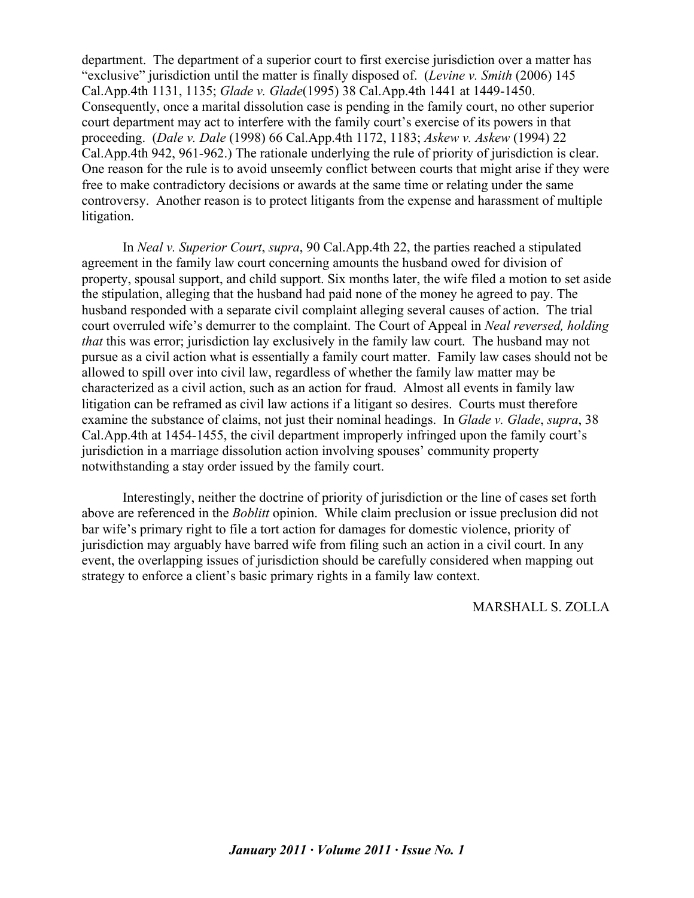department. The department of a superior court to first exercise jurisdiction over a matter has "exclusive" jurisdiction until the matter is finally disposed of. (*Levine v. Smith* (2006) 145 Cal.App.4th 1131, 1135; *Glade v. Glade*(1995) 38 Cal.App.4th 1441 at 1449-1450. Consequently, once a marital dissolution case is pending in the family court, no other superior court department may act to interfere with the family court's exercise of its powers in that proceeding. (*Dale v. Dale* (1998) 66 Cal.App.4th 1172, 1183; *Askew v. Askew* (1994) 22 Cal.App.4th 942, 961-962.) The rationale underlying the rule of priority of jurisdiction is clear. One reason for the rule is to avoid unseemly conflict between courts that might arise if they were free to make contradictory decisions or awards at the same time or relating under the same controversy. Another reason is to protect litigants from the expense and harassment of multiple litigation.

In *Neal v. Superior Court*, *supra*, 90 Cal.App.4th 22, the parties reached a stipulated agreement in the family law court concerning amounts the husband owed for division of property, spousal support, and child support. Six months later, the wife filed a motion to set aside the stipulation, alleging that the husband had paid none of the money he agreed to pay. The husband responded with a separate civil complaint alleging several causes of action. The trial court overruled wife's demurrer to the complaint. The Court of Appeal in *Neal reversed, holding that* this was error; jurisdiction lay exclusively in the family law court. The husband may not pursue as a civil action what is essentially a family court matter. Family law cases should not be allowed to spill over into civil law, regardless of whether the family law matter may be characterized as a civil action, such as an action for fraud. Almost all events in family law litigation can be reframed as civil law actions if a litigant so desires. Courts must therefore examine the substance of claims, not just their nominal headings. In *Glade v. Glade*, *supra*, 38 Cal.App.4th at 1454-1455, the civil department improperly infringed upon the family court's jurisdiction in a marriage dissolution action involving spouses' community property notwithstanding a stay order issued by the family court.

Interestingly, neither the doctrine of priority of jurisdiction or the line of cases set forth above are referenced in the *Boblitt* opinion. While claim preclusion or issue preclusion did not bar wife's primary right to file a tort action for damages for domestic violence, priority of jurisdiction may arguably have barred wife from filing such an action in a civil court. In any event, the overlapping issues of jurisdiction should be carefully considered when mapping out strategy to enforce a client's basic primary rights in a family law context.

MARSHALL S. ZOLLA